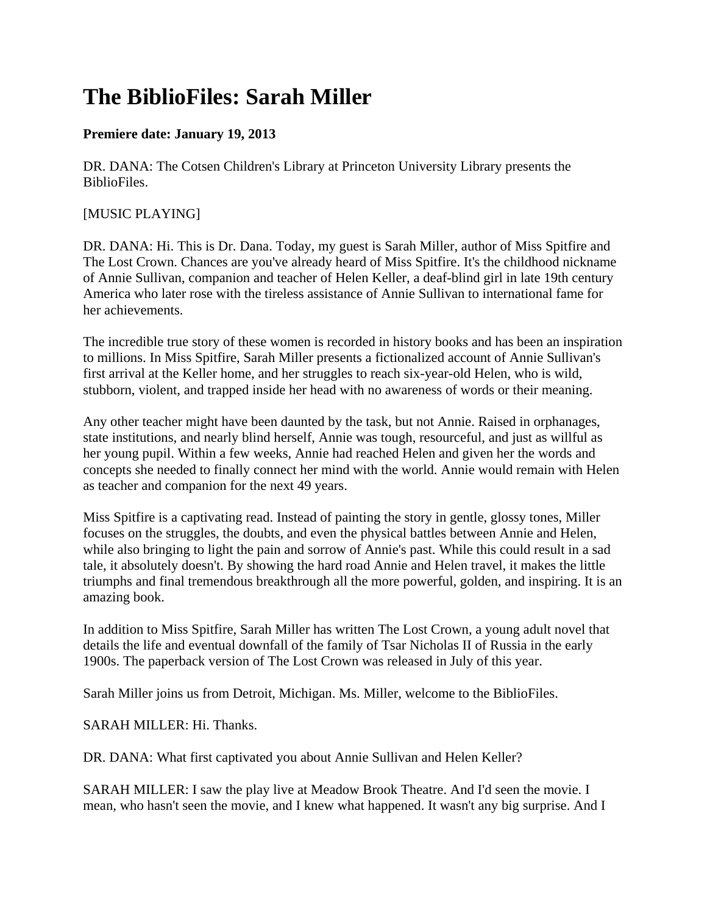# The BiblioFiles: Sarah Miller

**Premiere date: January 19, 2013**

DR. DANA: The Cotsen Children's Library at Princeton University Library presents the BiblioFiles.

[MUSIC PLAYING]

DR. DANA: Hi. This is Dr. Dana. Today, my guest is Sarah Miller, author of Miss Spitfire and The Lost Crown. Chances are you've already heard of Miss Spitfire. It's the childhood nickname of Annie Sullivan, companion and teacher of Helen Keller, a deaf-blind girl in late 19th century America who later rose with the tireless assistance of Annie Sullivan to international fame for her achievements.

The incredible true story of these women is recorded in history books and has been an inspiration to millions. In Miss Spitfire, Sarah Miller presents a fictionalized account of Annie Sullivan's first arrival at the Keller home, and her struggles to reach six-year-old Helen, who is wild, stubborn, violent, and trapped inside her head with no awareness of words or their meaning.

Any other teacher might have been daunted by the task, but not Annie. Raised in orphanages, state institutions, and nearly blind herself, Annie was tough, resourceful, and just as willful as her young pupil. Within a few weeks, Annie had reached Helen and given her the words and concepts she needed to finally connect her mind with the world. Annie would remain with Helen as teacher and companion for the next 49 years.

Miss Spitfire is a captivating read. Instead of painting the story in gentle, glossy tones, Miller focuses on the struggles, the doubts, and even the physical battles between Annie and Helen, while also bringing to light the pain and sorrow of Annie's past. While this could result in a sad tale, it absolutely doesn't. By showing the hard road Annie and Helen travel, it makes the little triumphs and final tremendous breakthrough all the more powerful, golden, and inspiring. It is an amazing book.

In addition to Miss Spitfire, Sarah Miller has written The Lost Crown, a young adult novel that details the life and eventual downfall of the family of Tsar Nicholas II of Russia in the early 1900s. The paperback version of The Lost Crown was released in July of this year.

Sarah Miller joins us from Detroit, Michigan. Ms. Miller, welcome to the BiblioFiles.

SARAH MILLER: Hi. Thanks.

DR. DANA: What first captivated you about Annie Sullivan and Helen Keller?

SARAH MILLER: I saw the play live at Meadow Brook Theatre. And I'd seen the movie. I mean, who hasn't seen the movie, and I knew what happened. It wasn't any big surprise. And I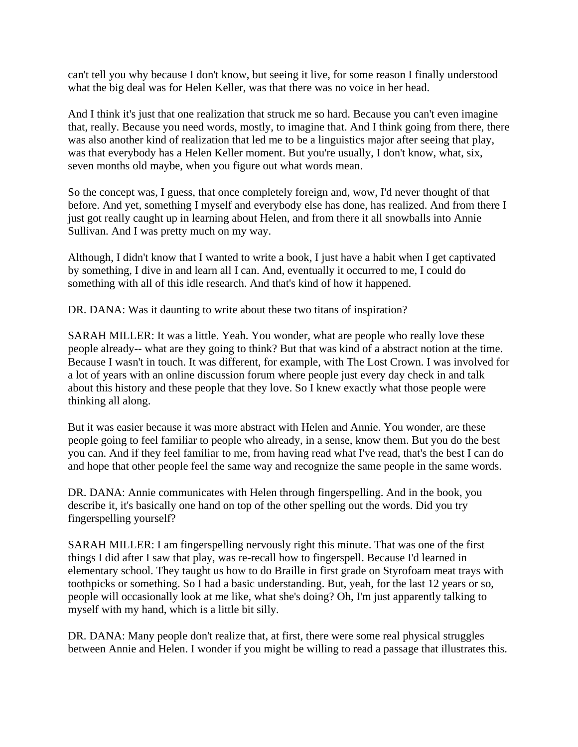can't tell you why because I don't know, but seeing it live, for some reason I finally understood what the big deal was for Helen Keller, was that there was no voice in her head.

And I think it's just that one realization that struck me so hard. Because you can't even imagine that, really. Because you need words, mostly, to imagine that. And I think going from there, there was also another kind of realization that led me to be a linguistics major after seeing that play, was that everybody has a Helen Keller moment. But you're usually, I don't know, what, six, seven months old maybe, when you figure out what words mean.

So the concept was, I guess, that once completely foreign and, wow, I'd never thought of that before. And yet, something I myself and everybody else has done, has realized. And from there I just got really caught up in learning about Helen, and from there it all snowballs into Annie Sullivan. And I was pretty much on my way.

Although, I didn't know that I wanted to write a book, I just have a habit when I get captivated by something, I dive in and learn all I can. And, eventually it occurred to me, I could do something with all of this idle research. And that's kind of how it happened.

DR. DANA: Was it daunting to write about these two titans of inspiration?

SARAH MILLER: It was a little. Yeah. You wonder, what are people who really love these people already-- what are they going to think? But that was kind of a abstract notion at the time. Because I wasn't in touch. It was different, for example, with The Lost Crown. I was involved for a lot of years with an online discussion forum where people just every day check in and talk about this history and these people that they love. So I knew exactly what those people were thinking all along.

But it was easier because it was more abstract with Helen and Annie. You wonder, are these people going to feel familiar to people who already, in a sense, know them. But you do the best you can. And if they feel familiar to me, from having read what I've read, that's the best I can do and hope that other people feel the same way and recognize the same people in the same words.

DR. DANA: Annie communicates with Helen through fingerspelling. And in the book, you describe it, it's basically one hand on top of the other spelling out the words. Did you try fingerspelling yourself?

SARAH MILLER: I am fingerspelling nervously right this minute. That was one of the first things I did after I saw that play, was re-recall how to fingerspell. Because I'd learned in elementary school. They taught us how to do Braille in first grade on Styrofoam meat trays with toothpicks or something. So I had a basic understanding. But, yeah, for the last 12 years or so, people will occasionally look at me like, what she's doing? Oh, I'm just apparently talking to myself with my hand, which is a little bit silly.

DR. DANA: Many people don't realize that, at first, there were some real physical struggles between Annie and Helen. I wonder if you might be willing to read a passage that illustrates this.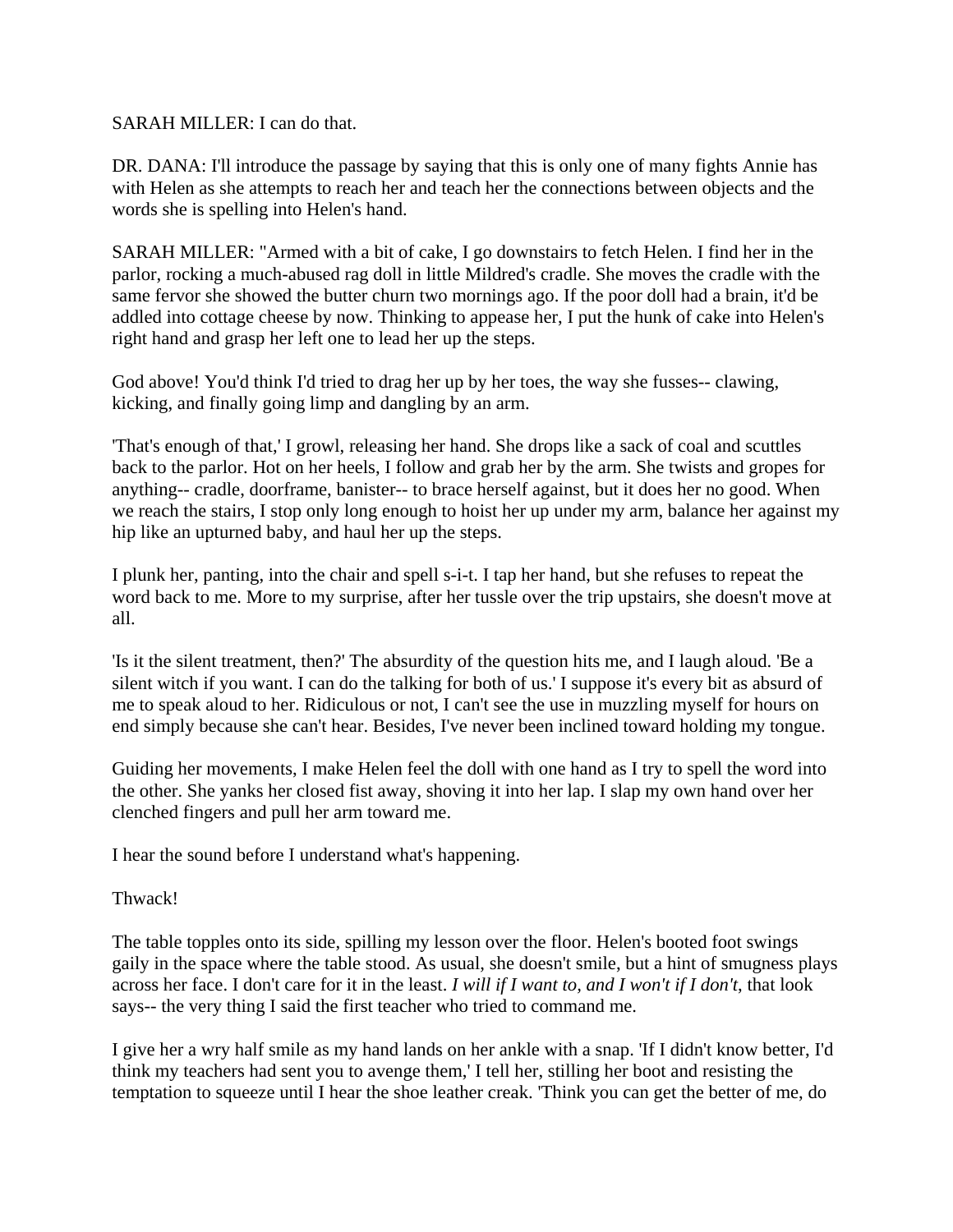SARAH MILLER: I can do that.

DR. DANA: I'll introduce the passage by saying that this is only one of many fights Annie has with Helen as she attempts to reach her and teach her the connections between objects and the words she is spelling into Helen's hand.

SARAH MILLER: "Armed with a bit of cake, I go downstairs to fetch Helen. I find her in the parlor, rocking a much-abused rag doll in little Mildred's cradle. She moves the cradle with the same fervor she showed the butter churn two mornings ago. If the poor doll had a brain, it'd be addled into cottage cheese by now. Thinking to appease her, I put the hunk of cake into Helen's right hand and grasp her left one to lead her up the steps.

God above! You'd think I'd tried to drag her up by her toes, the way she fusses-- clawing, kicking, and finally going limp and dangling by an arm.

'That's enough of that,' I growl, releasing her hand. She drops like a sack of coal and scuttles back to the parlor. Hot on her heels, I follow and grab her by the arm. She twists and gropes for anything-- cradle, doorframe, banister-- to brace herself against, but it does her no good. When we reach the stairs, I stop only long enough to hoist her up under my arm, balance her against my hip like an upturned baby, and haul her up the steps.

I plunk her, panting, into the chair and spell s-i-t. I tap her hand, but she refuses to repeat the word back to me. More to my surprise, after her tussle over the trip upstairs, she doesn't move at all.

'Is it the silent treatment, then?' The absurdity of the question hits me, and I laugh aloud. 'Be a silent witch if you want. I can do the talking for both of us.' I suppose it's every bit as absurd of me to speak aloud to her. Ridiculous or not, I can't see the use in muzzling myself for hours on end simply because she can't hear. Besides, I've never been inclined toward holding my tongue.

Guiding her movements, I make Helen feel the doll with one hand as I try to spell the word into the other. She yanks her closed fist away, shoving it into her lap. I slap my own hand over her clenched fingers and pull her arm toward me.

I hear the sound before I understand what's happening.

Thwack!

The table topples onto its side, spilling my lesson over the floor. Helen's booted foot swings gaily in the space where the table stood. As usual, she doesn't smile, but a hint of smugness plays across her face. I don't care for it in the least. *I will if I want to, and I won't if I don't*, that look says-- the very thing I said the first teacher who tried to command me.

I give her a wry half smile as my hand lands on her ankle with a snap. 'If I didn't know better, I'd think my teachers had sent you to avenge them,' I tell her, stilling her boot and resisting the temptation to squeeze until I hear the shoe leather creak. 'Think you can get the better of me, do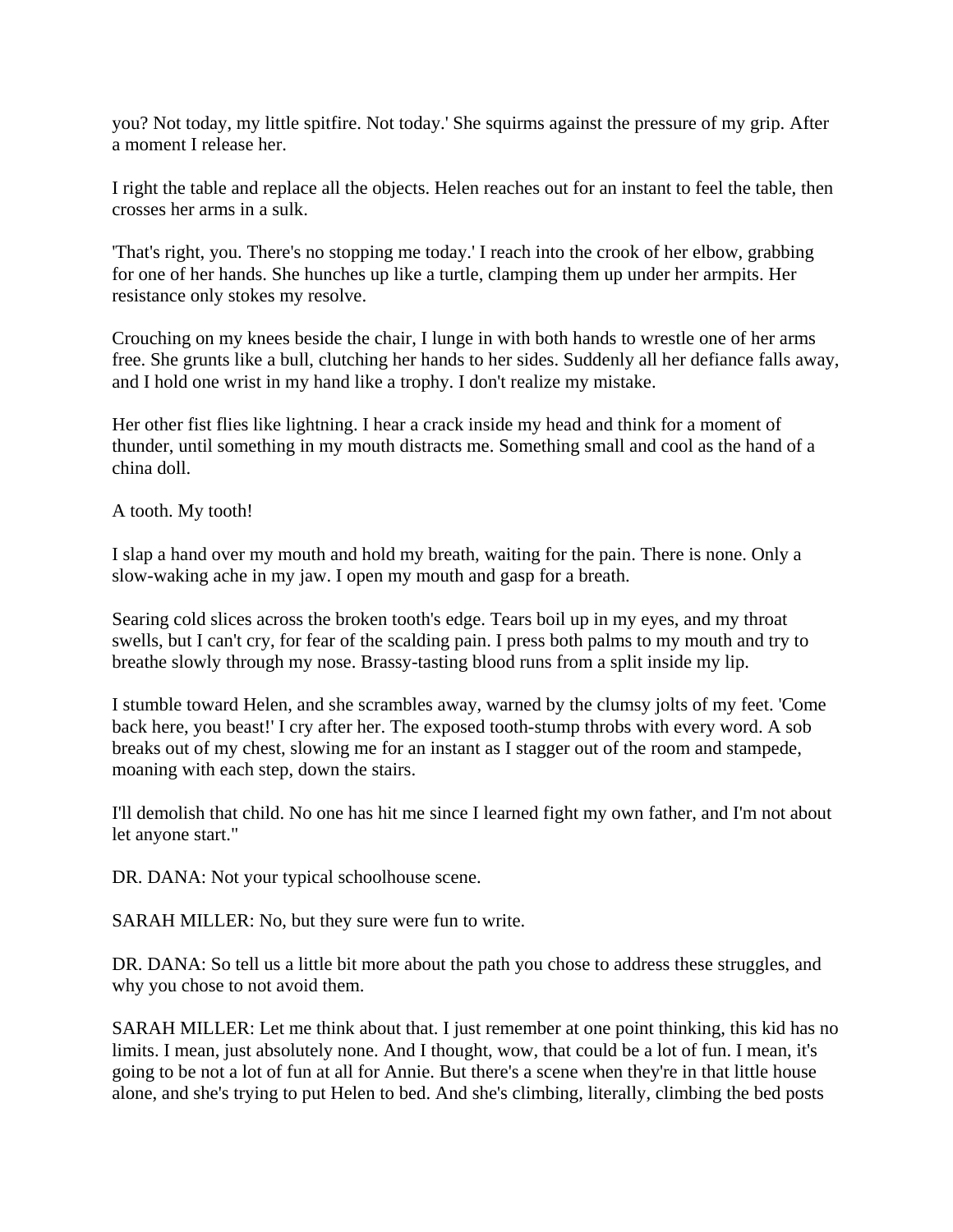you? Not today, my little spitfire. Not today.' She squirms against the pressure of my grip. After a moment I release her.

I right the table and replace all the objects. Helen reaches out for an instant to feel the table, then crosses her arms in a sulk.

'That's right, you. There's no stopping me today.' I reach into the crook of her elbow, grabbing for one of her hands. She hunches up like a turtle, clamping them up under her armpits. Her resistance only stokes my resolve.

Crouching on my knees beside the chair, I lunge in with both hands to wrestle one of her arms free. She grunts like a bull, clutching her hands to her sides. Suddenly all her defiance falls away, and I hold one wrist in my hand like a trophy. I don't realize my mistake.

Her other fist flies like lightning. I hear a crack inside my head and think for a moment of thunder, until something in my mouth distracts me. Something small and cool as the hand of a china doll.

A tooth. My tooth!

I slap a hand over my mouth and hold my breath, waiting for the pain. There is none. Only a slow-waking ache in my jaw. I open my mouth and gasp for a breath.

Searing cold slices across the broken tooth's edge. Tears boil up in my eyes, and my throat swells, but I can't cry, for fear of the scalding pain. I press both palms to my mouth and try to breathe slowly through my nose. Brassy-tasting blood runs from a split inside my lip.

I stumble toward Helen, and she scrambles away, warned by the clumsy jolts of my feet. 'Come back here, you beast!' I cry after her. The exposed tooth-stump throbs with every word. A sob breaks out of my chest, slowing me for an instant as I stagger out of the room and stampede, moaning with each step, down the stairs.

I'll demolish that child. No one has hit me since I learned fight my own father, and I'm not about let anyone start."

DR. DANA: Not your typical schoolhouse scene.

SARAH MILLER: No, but they sure were fun to write.

DR. DANA: So tell us a little bit more about the path you chose to address these struggles, and why you chose to not avoid them.

SARAH MILLER: Let me think about that. I just remember at one point thinking, this kid has no limits. I mean, just absolutely none. And I thought, wow, that could be a lot of fun. I mean, it's going to be not a lot of fun at all for Annie. But there's a scene when they're in that little house alone, and she's trying to put Helen to bed. And she's climbing, literally, climbing the bed posts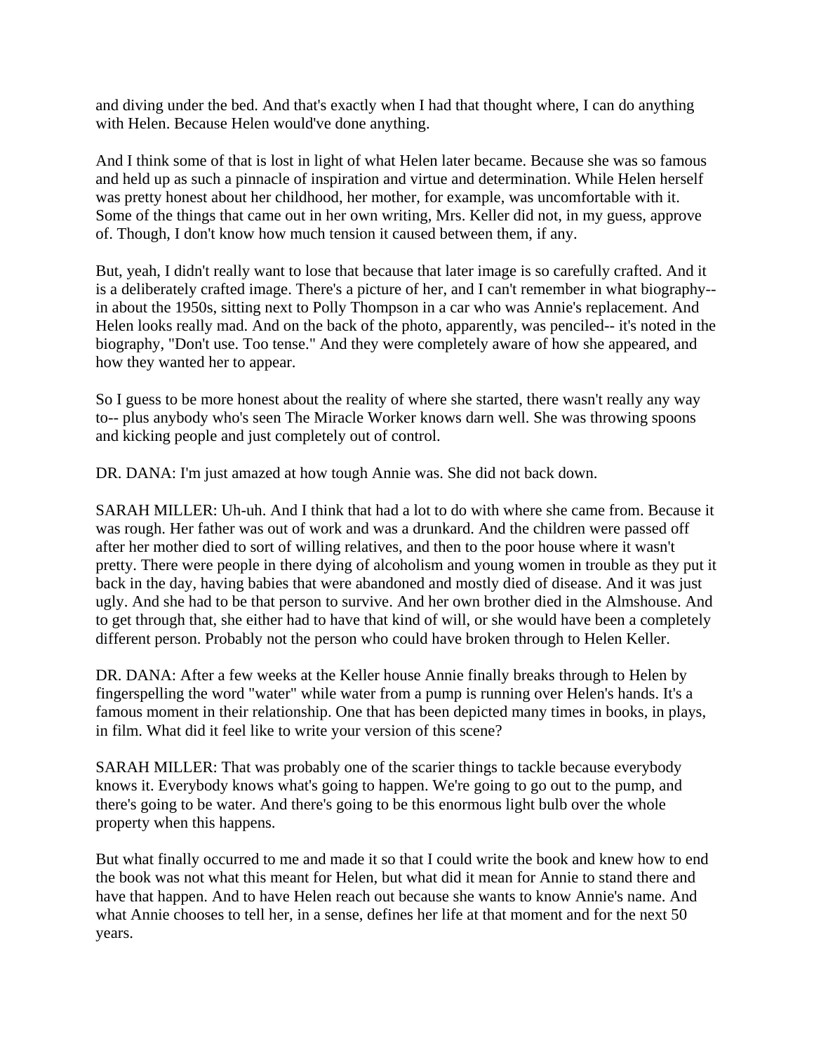and diving under the bed. And that's exactly when I had that thought where, I can do anything with Helen. Because Helen would've done anything.

And I think some of that is lost in light of what Helen later became. Because she was so famous and held up as such a pinnacle of inspiration and virtue and determination. While Helen herself was pretty honest about her childhood, her mother, for example, was uncomfortable with it. Some of the things that came out in her own writing, Mrs. Keller did not, in my guess, approve of. Though, I don't know how much tension it caused between them, if any.

But, yeah, I didn't really want to lose that because that later image is so carefully crafted. And it is a deliberately crafted image. There's a picture of her, and I can't remember in what biography-- in about the 1950s, sitting next to Polly Thompson in a car who was Annie's replacement. And Helen looks really mad. And on the back of the photo, apparently, was penciled-- it's noted in the biography, "Don't use. Too tense." And they were completely aware of how she appeared, and how they wanted her to appear.

So I guess to be more honest about the reality of where she started, there wasn't really any way to-- plus anybody who's seen The Miracle Worker knows darn well. She was throwing spoons and kicking people and just completely out of control.

DR. DANA: I'm just amazed at how tough Annie was. She did not back down.

SARAH MILLER: Uh-uh. And I think that had a lot to do with where she came from. Because it was rough. Her father was out of work and was a drunkard. And the children were passed off after her mother died to sort of willing relatives, and then to the poor house where it wasn't pretty. There were people in there dying of alcoholism and young women in trouble as they put it back in the day, having babies that were abandoned and mostly died of disease. And it was just ugly. And she had to be that person to survive. And her own brother died in the Almshouse. And to get through that, she either had to have that kind of will, or she would have been a completely different person. Probably not the person who could have broken through to Helen Keller.

DR. DANA: After a few weeks at the Keller house Annie finally breaks through to Helen by fingerspelling the word "water" while water from a pump is running over Helen's hands. It's a famous moment in their relationship. One that has been depicted many times in books, in plays, in film. What did it feel like to write your version of this scene?

SARAH MILLER: That was probably one of the scarier things to tackle because everybody knows it. Everybody knows what's going to happen. We're going to go out to the pump, and there's going to be water. And there's going to be this enormous light bulb over the whole property when this happens.

But what finally occurred to me and made it so that I could write the book and knew how to end the book was not what this meant for Helen, but what did it mean for Annie to stand there and have that happen. And to have Helen reach out because she wants to know Annie's name. And what Annie chooses to tell her, in a sense, defines her life at that moment and for the next 50 years.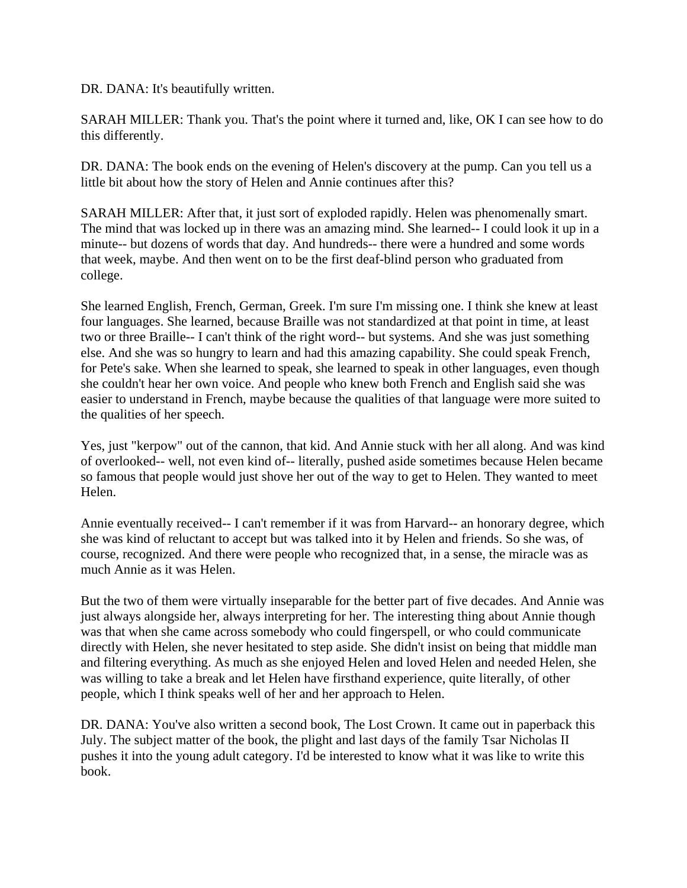DR. DANA: It's beautifully written.

SARAH MILLER: Thank you. That's the point where it turned and, like, OK I can see how to do this differently.

DR. DANA: The book ends on the evening of Helen's discovery at the pump. Can you tell us a little bit about how the story of Helen and Annie continues after this?

SARAH MILLER: After that, it just sort of exploded rapidly. Helen was phenomenally smart. The mind that was locked up in there was an amazing mind. She learned-- I could look it up in a minute-- but dozens of words that day. And hundreds-- there were a hundred and some words that week, maybe. And then went on to be the first deaf-blind person who graduated from college.

She learned English, French, German, Greek. I'm sure I'm missing one. I think she knew at least four languages. She learned, because Braille was not standardized at that point in time, at least two or three Braille-- I can't think of the right word-- but systems. And she was just something else. And she was so hungry to learn and had this amazing capability. She could speak French, for Pete's sake. When she learned to speak, she learned to speak in other languages, even though she couldn't hear her own voice. And people who knew both French and English said she was easier to understand in French, maybe because the qualities of that language were more suited to the qualities of her speech.

Yes, just "kerpow" out of the cannon, that kid. And Annie stuck with her all along. And was kind of overlooked-- well, not even kind of-- literally, pushed aside sometimes because Helen became so famous that people would just shove her out of the way to get to Helen. They wanted to meet Helen.

Annie eventually received-- I can't remember if it was from Harvard-- an honorary degree, which she was kind of reluctant to accept but was talked into it by Helen and friends. So she was, of course, recognized. And there were people who recognized that, in a sense, the miracle was as much Annie as it was Helen.

But the two of them were virtually inseparable for the better part of five decades. And Annie was just always alongside her, always interpreting for her. The interesting thing about Annie though was that when she came across somebody who could fingerspell, or who could communicate directly with Helen, she never hesitated to step aside. She didn't insist on being that middle man and filtering everything. As much as she enjoyed Helen and loved Helen and needed Helen, she was willing to take a break and let Helen have firsthand experience, quite literally, of other people, which I think speaks well of her and her approach to Helen.

DR. DANA: You've also written a second book, The Lost Crown. It came out in paperback this July. The subject matter of the book, the plight and last days of the family Tsar Nicholas II pushes it into the young adult category. I'd be interested to know what it was like to write this book.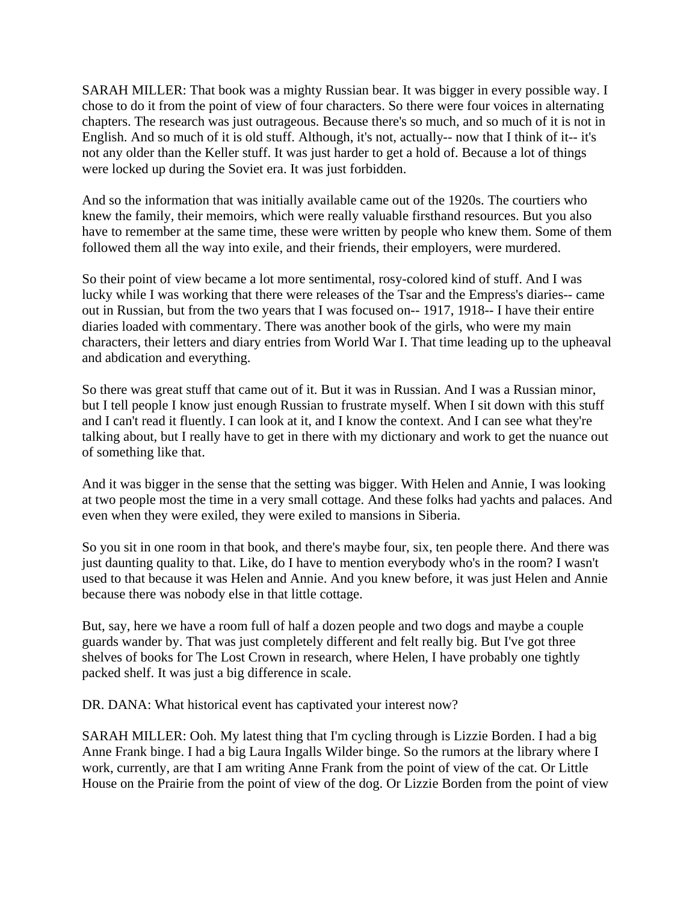SARAH MILLER: That book was a mighty Russian bear. It was bigger in every possible way. I chose to do it from the point of view of four characters. So there were four voices in alternating chapters. The research was just outrageous. Because there's so much, and so much of it is not in English. And so much of it is old stuff. Although, it's not, actually-- now that I think of it-- it's not any older than the Keller stuff. It was just harder to get a hold of. Because a lot of things were locked up during the Soviet era. It was just forbidden.

And so the information that was initially available came out of the 1920s. The courtiers who knew the family, their memoirs, which were really valuable firsthand resources. But you also have to remember at the same time, these were written by people who knew them. Some of them followed them all the way into exile, and their friends, their employers, were murdered.

So their point of view became a lot more sentimental, rosy-colored kind of stuff. And I was lucky while I was working that there were releases of the Tsar and the Empress's diaries-- came out in Russian, but from the two years that I was focused on-- 1917, 1918-- I have their entire diaries loaded with commentary. There was another book of the girls, who were my main characters, their letters and diary entries from World War I. That time leading up to the upheaval and abdication and everything.

So there was great stuff that came out of it. But it was in Russian. And I was a Russian minor, but I tell people I know just enough Russian to frustrate myself. When I sit down with this stuff and I can't read it fluently. I can look at it, and I know the context. And I can see what they're talking about, but I really have to get in there with my dictionary and work to get the nuance out of something like that.

And it was bigger in the sense that the setting was bigger. With Helen and Annie, I was looking at two people most the time in a very small cottage. And these folks had yachts and palaces. And even when they were exiled, they were exiled to mansions in Siberia.

So you sit in one room in that book, and there's maybe four, six, ten people there. And there was just daunting quality to that. Like, do I have to mention everybody who's in the room? I wasn't used to that because it was Helen and Annie. And you knew before, it was just Helen and Annie because there was nobody else in that little cottage.

But, say, here we have a room full of half a dozen people and two dogs and maybe a couple guards wander by. That was just completely different and felt really big. But I've got three shelves of books for The Lost Crown in research, where Helen, I have probably one tightly packed shelf. It was just a big difference in scale.

DR. DANA: What historical event has captivated your interest now?

SARAH MILLER: Ooh. My latest thing that I'm cycling through is Lizzie Borden. I had a big Anne Frank binge. I had a big Laura Ingalls Wilder binge. So the rumors at the library where I work, currently, are that I am writing Anne Frank from the point of view of the cat. Or Little House on the Prairie from the point of view of the dog. Or Lizzie Borden from the point of view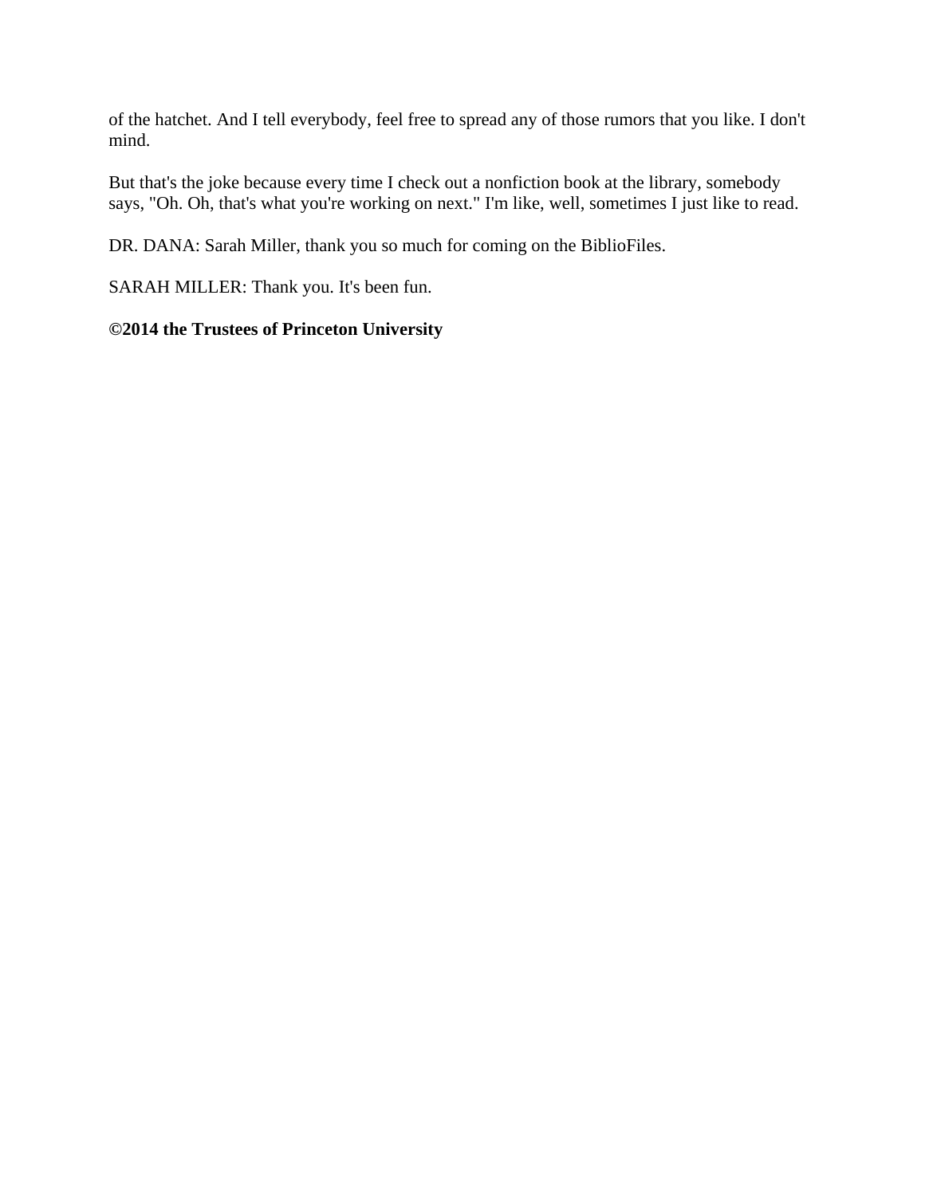of the hatchet. And I tell everybody, feel free to spread any of those rumors that you like. I don't mind.

But that's the joke because every time I check out a nonfiction book at the library, somebody says, "Oh. Oh, that's what you're working on next." I'm like, well, sometimes I just like to read.

DR. DANA: Sarah Miller, thank you so much for coming on the BiblioFiles.

SARAH MILLER: Thank you. It's been fun.

**©2014 the Trustees of Princeton University**